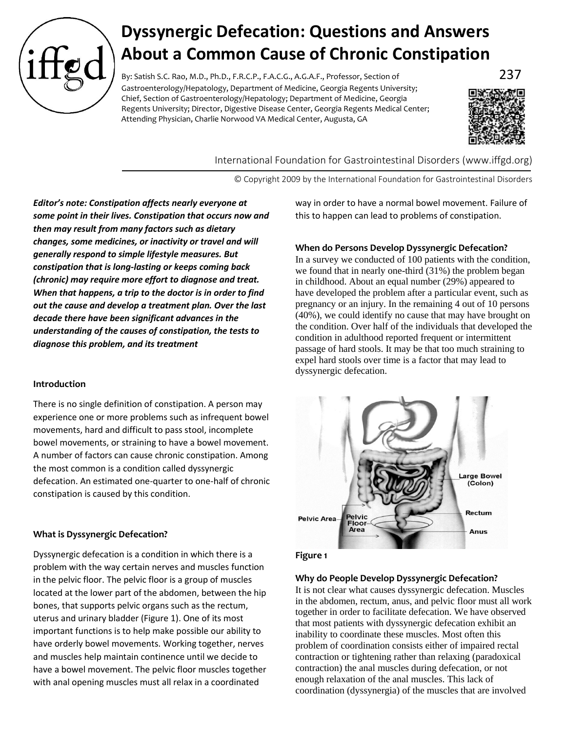# Dyssynergic Defecation: Questions and Answers About a Common Cause of Chronic Constipation

By: Satish S.C. Rao, M.D., Ph.D., F.R.C.P., F.A.C.G., A.G.A.F., Professor, Section of Gastroenterology/Hepatology, Department of Medicine, Georgia Regents University; Chief, Section of Gastroenterology/Hepatology; Department of Medicine, Georgia Regents University; Director, Digestive Disease Center, Georgia Regents Medical Center; Attending Physician, Charlie Norwood VA Medical Center, Augusta, GA

237

International Foundation for Gastrointestinal Disorders (www.iffgd.org)

© Copyright 2009 by the International Foundation for Gastrointestinal Disorders

***Editor's note: Constipation affects nearly everyone at some point in their lives. Constipation that occurs now and then may result from many factors such as dietary changes, some medicines, or inactivity or travel and will generally respond to simple lifestyle measures. But constipation that is long-lasting or keeps coming back (chronic) may require more effort to diagnose and treat. When that happens, a trip to the doctor is in order to find out the cause and develop a treatment plan. Over the last decade there have been significant advances in the understanding of the causes of constipation, the tests to diagnose this problem, and its treatment***

### Introduction

There is no single definition of constipation. A person may experience one or more problems such as infrequent bowel movements, hard and difficult to pass stool, incomplete bowel movements, or straining to have a bowel movement. A number of factors can cause chronic constipation. Among the most common is a condition called dyssynergic defecation. An estimated one-quarter to one-half of chronic constipation is caused by this condition.

### What is Dyssynergic Defecation?

Dyssynergic defecation is a condition in which there is a problem with the way certain nerves and muscles function in the pelvic floor. The pelvic floor is a group of muscles located at the lower part of the abdomen, between the hip bones, that supports pelvic organs such as the rectum, uterus and urinary bladder (Figure 1). One of its most important functions is to help make possible our ability to have orderly bowel movements. Working together, nerves and muscles help maintain continence until we decide to have a bowel movement. The pelvic floor muscles together with anal opening muscles must all relax in a coordinated way in order to have a normal bowel movement. Failure of this to happen can lead to problems of constipation.

### When do Persons Develop Dyssynergic Defecation?

In a survey we conducted of 100 patients with the condition, we found that in nearly one-third (31%) the problem began in childhood. About an equal number (29%) appeared to have developed the problem after a particular event, such as pregnancy or an injury. In the remaining 4 out of 10 persons (40%), we could identify no cause that may have brought on the condition. Over half of the individuals that developed the condition in adulthood reported frequent or intermittent passage of hard stools. It may be that too much straining to expel hard stools over time is a factor that may lead to dyssynergic defecation.

**Figure 1**

### Why do People Develop Dyssynergic Defecation?

It is not clear what causes dyssynergic defecation. Muscles in the abdomen, rectum, anus, and pelvic floor must all work together in order to facilitate defecation. We have observed that most patients with dyssynergic defecation exhibit an inability to coordinate these muscles. Most often this problem of coordination consists either of impaired rectal contraction or tightening rather than relaxing (paradoxical contraction) the anal muscles during defecation, or not enough relaxation of the anal muscles. This lack of coordination (dyssynergia) of the muscles that are involved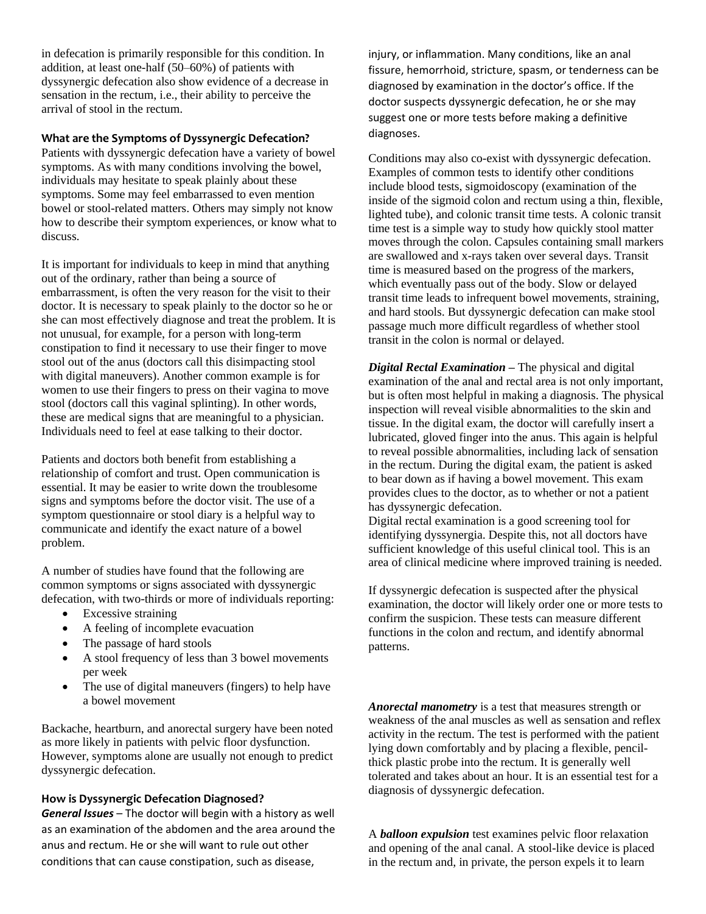in defecation is primarily responsible for this condition. In addition, at least one-half (50–60%) of patients with dyssynergic defecation also show evidence of a decrease in sensation in the rectum, i.e., their ability to perceive the arrival of stool in the rectum.

**What are the Symptoms of Dyssynergic Defecation?**

Patients with dyssynergic defecation have a variety of bowel symptoms. As with many conditions involving the bowel, individuals may hesitate to speak plainly about these symptoms. Some may feel embarrassed to even mention bowel or stool-related matters. Others may simply not know how to describe their symptom experiences, or know what to discuss.

It is important for individuals to keep in mind that anything out of the ordinary, rather than being a source of embarrassment, is often the very reason for the visit to their doctor. It is necessary to speak plainly to the doctor so he or she can most effectively diagnose and treat the problem. It is not unusual, for example, for a person with long-term constipation to find it necessary to use their finger to move stool out of the anus (doctors call this disimpacting stool with digital maneuvers). Another common example is for women to use their fingers to press on their vagina to move stool (doctors call this vaginal splinting). In other words, these are medical signs that are meaningful to a physician. Individuals need to feel at ease talking to their doctor.

Patients and doctors both benefit from establishing a relationship of comfort and trust. Open communication is essential. It may be easier to write down the troublesome signs and symptoms before the doctor visit. The use of a symptom questionnaire or stool diary is a helpful way to communicate and identify the exact nature of a bowel problem.

A number of studies have found that the following are common symptoms or signs associated with dyssynergic defecation, with two-thirds or more of individuals reporting:

- Excessive straining
- A feeling of incomplete evacuation
- The passage of hard stools
- A stool frequency of less than 3 bowel movements per week
- The use of digital maneuvers (fingers) to help have a bowel movement

Backache, heartburn, and anorectal surgery have been noted as more likely in patients with pelvic floor dysfunction. However, symptoms alone are usually not enough to predict dyssynergic defecation.

**How is Dyssynergic Defecation Diagnosed?**

***General Issues*** – The doctor will begin with a history as well as an examination of the abdomen and the area around the anus and rectum. He or she will want to rule out other conditions that can cause constipation, such as disease, injury, or inflammation. Many conditions, like an anal fissure, hemorrhoid, stricture, spasm, or tenderness can be diagnosed by examination in the doctor's office. If the doctor suspects dyssynergic defecation, he or she may suggest one or more tests before making a definitive diagnoses.

Conditions may also co-exist with dyssynergic defecation. Examples of common tests to identify other conditions include blood tests, sigmoidoscopy (examination of the inside of the sigmoid colon and rectum using a thin, flexible, lighted tube), and colonic transit time tests. A colonic transit time test is a simple way to study how quickly stool matter moves through the colon. Capsules containing small markers are swallowed and x-rays taken over several days. Transit time is measured based on the progress of the markers, which eventually pass out of the body. Slow or delayed transit time leads to infrequent bowel movements, straining, and hard stools. But dyssynergic defecation can make stool passage much more difficult regardless of whether stool transit in the colon is normal or delayed.

***Digital Rectal Examination*** – The physical and digital examination of the anal and rectal area is not only important, but is often most helpful in making a diagnosis. The physical inspection will reveal visible abnormalities to the skin and tissue. In the digital exam, the doctor will carefully insert a lubricated, gloved finger into the anus. This again is helpful to reveal possible abnormalities, including lack of sensation in the rectum. During the digital exam, the patient is asked to bear down as if having a bowel movement. This exam provides clues to the doctor, as to whether or not a patient has dyssynergic defecation.

Digital rectal examination is a good screening tool for identifying dyssynergia. Despite this, not all doctors have sufficient knowledge of this useful clinical tool. This is an area of clinical medicine where improved training is needed.

If dyssynergic defecation is suspected after the physical examination, the doctor will likely order one or more tests to confirm the suspicion. These tests can measure different functions in the colon and rectum, and identify abnormal patterns.

***Anorectal manometry*** is a test that measures strength or weakness of the anal muscles as well as sensation and reflex activity in the rectum. The test is performed with the patient lying down comfortably and by placing a flexible, pencil-thick plastic probe into the rectum. It is generally well tolerated and takes about an hour. It is an essential test for a diagnosis of dyssynergic defecation.

A ***balloon expulsion*** test examines pelvic floor relaxation and opening of the anal canal. A stool-like device is placed in the rectum and, in private, the person expels it to learn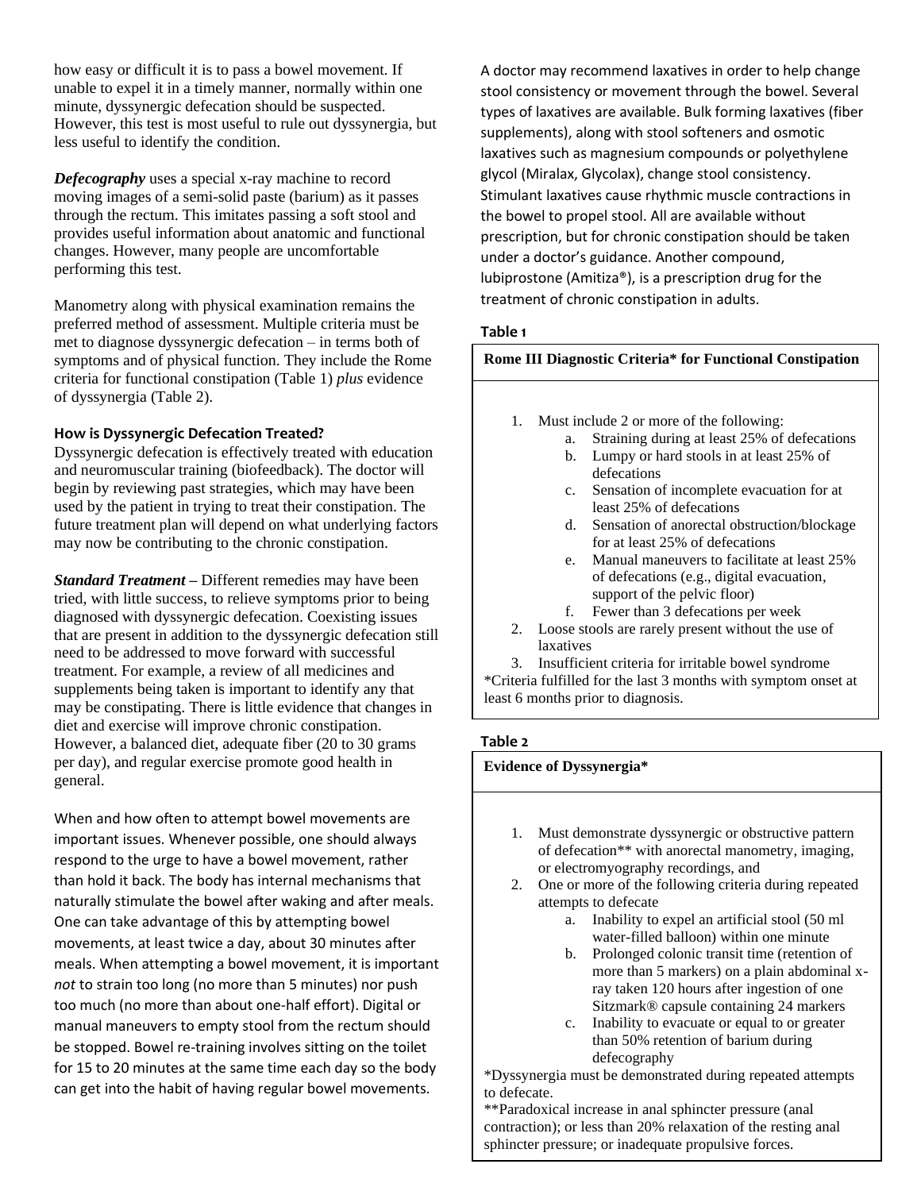how easy or difficult it is to pass a bowel movement. If unable to expel it in a timely manner, normally within one minute, dyssynergic defecation should be suspected. However, this test is most useful to rule out dyssynergia, but less useful to identify the condition.

***Defecography*** uses a special x-ray machine to record moving images of a semi-solid paste (barium) as it passes through the rectum. This imitates passing a soft stool and provides useful information about anatomic and functional changes. However, many people are uncomfortable performing this test.

Manometry along with physical examination remains the preferred method of assessment. Multiple criteria must be met to diagnose dyssynergic defecation – in terms both of symptoms and of physical function. They include the Rome criteria for functional constipation (Table 1) *plus* evidence of dyssynergia (Table 2).

### How is Dyssynergic Defecation Treated?

Dyssynergic defecation is effectively treated with education and neuromuscular training (biofeedback). The doctor will begin by reviewing past strategies, which may have been used by the patient in trying to treat their constipation. The future treatment plan will depend on what underlying factors may now be contributing to the chronic constipation.

***Standard Treatment*** – Different remedies may have been tried, with little success, to relieve symptoms prior to being diagnosed with dyssynergic defecation. Coexisting issues that are present in addition to the dyssynergic defecation still need to be addressed to move forward with successful treatment. For example, a review of all medicines and supplements being taken is important to identify any that may be constipating. There is little evidence that changes in diet and exercise will improve chronic constipation. However, a balanced diet, adequate fiber (20 to 30 grams per day), and regular exercise promote good health in general.

When and how often to attempt bowel movements are important issues. Whenever possible, one should always respond to the urge to have a bowel movement, rather than hold it back. The body has internal mechanisms that naturally stimulate the bowel after waking and after meals. One can take advantage of this by attempting bowel movements, at least twice a day, about 30 minutes after meals. When attempting a bowel movement, it is important *not* to strain too long (no more than 5 minutes) nor push too much (no more than about one-half effort). Digital or manual maneuvers to empty stool from the rectum should be stopped. Bowel re-training involves sitting on the toilet for 15 to 20 minutes at the same time each day so the body can get into the habit of having regular bowel movements.

A doctor may recommend laxatives in order to help change stool consistency or movement through the bowel. Several types of laxatives are available. Bulk forming laxatives (fiber supplements), along with stool softeners and osmotic laxatives such as magnesium compounds or polyethylene glycol (Miralax, Glycolax), change stool consistency. Stimulant laxatives cause rhythmic muscle contractions in the bowel to propel stool. All are available without prescription, but for chronic constipation should be taken under a doctor's guidance. Another compound, lubiprostone (Amitiza®), is a prescription drug for the treatment of chronic constipation in adults.

**Table 1**

**Rome III Diagnostic Criteria* for Functional Constipation**

1. Must include 2 or more of the following:
   a. Straining during at least 25% of defecations
   b. Lumpy or hard stools in at least 25% of defecations
   c. Sensation of incomplete evacuation for at least 25% of defecations
   d. Sensation of anorectal obstruction/blockage for at least 25% of defecations
   e. Manual maneuvers to facilitate at least 25% of defecations (e.g., digital evacuation, support of the pelvic floor)
   f. Fewer than 3 defecations per week
2. Loose stools are rarely present without the use of laxatives
3. Insufficient criteria for irritable bowel syndrome

*Criteria fulfilled for the last 3 months with symptom onset at least 6 months prior to diagnosis.

**Table 2**

**Evidence of Dyssynergia***

1. Must demonstrate dyssynergic or obstructive pattern of defecation** with anorectal manometry, imaging, or electromyography recordings, and
2. One or more of the following criteria during repeated attempts to defecate
   a. Inability to expel an artificial stool (50 ml water-filled balloon) within one minute
   b. Prolonged colonic transit time (retention of more than 5 markers) on a plain abdominal x-ray taken 120 hours after ingestion of one Sitzmark® capsule containing 24 markers
   c. Inability to evacuate or equal to or greater than 50% retention of barium during defecography

*Dyssynergia must be demonstrated during repeated attempts to defecate.

**Paradoxical increase in anal sphincter pressure (anal contraction); or less than 20% relaxation of the resting anal sphincter pressure; or inadequate propulsive forces.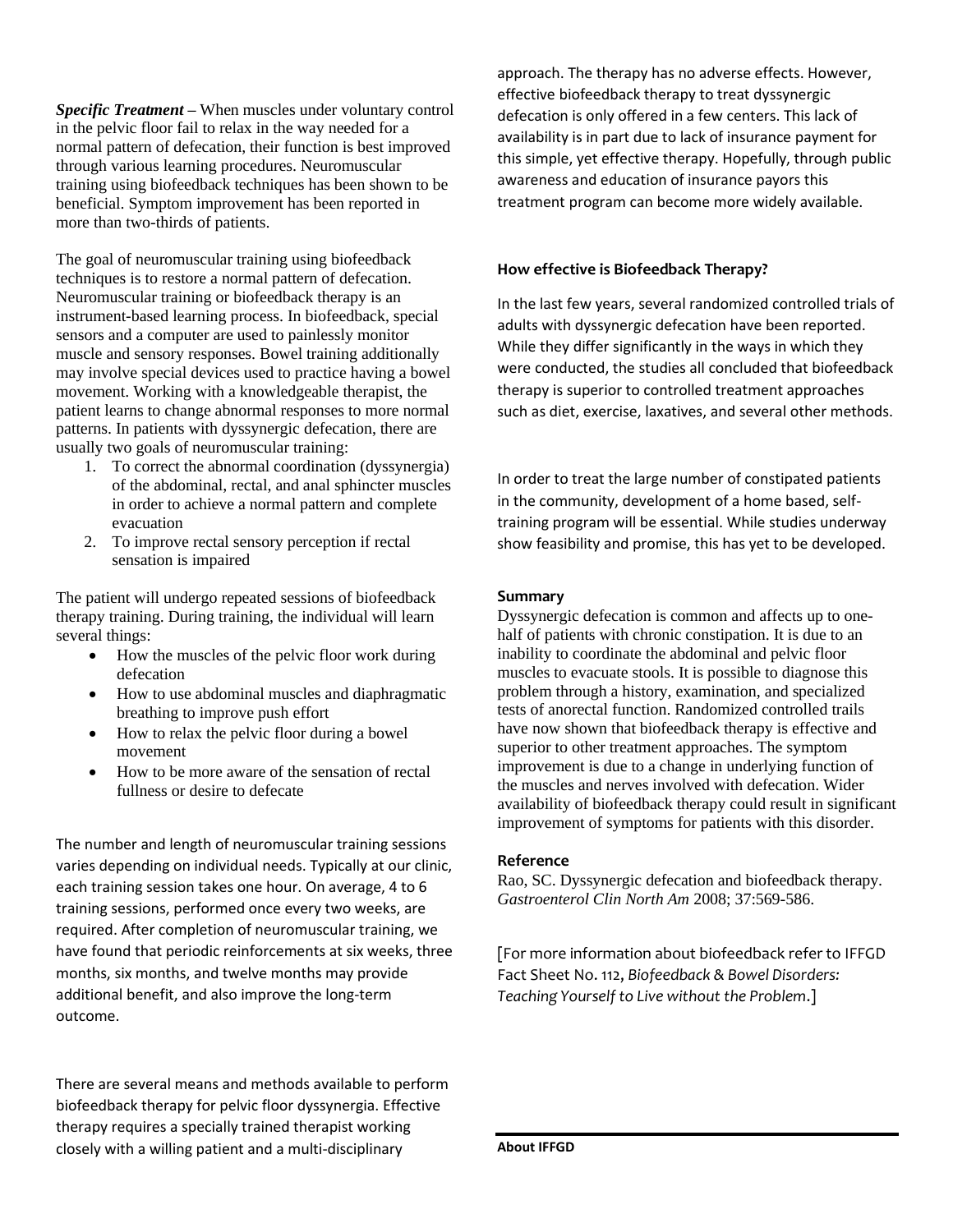***Specific Treatment*** – When muscles under voluntary control in the pelvic floor fail to relax in the way needed for a normal pattern of defecation, their function is best improved through various learning procedures. Neuromuscular training using biofeedback techniques has been shown to be beneficial. Symptom improvement has been reported in more than two-thirds of patients.

The goal of neuromuscular training using biofeedback techniques is to restore a normal pattern of defecation. Neuromuscular training or biofeedback therapy is an instrument-based learning process. In biofeedback, special sensors and a computer are used to painlessly monitor muscle and sensory responses. Bowel training additionally may involve special devices used to practice having a bowel movement. Working with a knowledgeable therapist, the patient learns to change abnormal responses to more normal patterns. In patients with dyssynergic defecation, there are usually two goals of neuromuscular training:

1. To correct the abnormal coordination (dyssynergia) of the abdominal, rectal, and anal sphincter muscles in order to achieve a normal pattern and complete evacuation
2. To improve rectal sensory perception if rectal sensation is impaired

The patient will undergo repeated sessions of biofeedback therapy training. During training, the individual will learn several things:

- How the muscles of the pelvic floor work during defecation
- How to use abdominal muscles and diaphragmatic breathing to improve push effort
- How to relax the pelvic floor during a bowel movement
- How to be more aware of the sensation of rectal fullness or desire to defecate

The number and length of neuromuscular training sessions varies depending on individual needs. Typically at our clinic, each training session takes one hour. On average, 4 to 6 training sessions, performed once every two weeks, are required. After completion of neuromuscular training, we have found that periodic reinforcements at six weeks, three months, six months, and twelve months may provide additional benefit, and also improve the long-term outcome.

There are several means and methods available to perform biofeedback therapy for pelvic floor dyssynergia. Effective therapy requires a specially trained therapist working closely with a willing patient and a multi-disciplinary approach. The therapy has no adverse effects. However, effective biofeedback therapy to treat dyssynergic defecation is only offered in a few centers. This lack of availability is in part due to lack of insurance payment for this simple, yet effective therapy. Hopefully, through public awareness and education of insurance payors this treatment program can become more widely available.

**How effective is Biofeedback Therapy?**

In the last few years, several randomized controlled trials of adults with dyssynergic defecation have been reported. While they differ significantly in the ways in which they were conducted, the studies all concluded that biofeedback therapy is superior to controlled treatment approaches such as diet, exercise, laxatives, and several other methods.

In order to treat the large number of constipated patients in the community, development of a home based, self-training program will be essential. While studies underway show feasibility and promise, this has yet to be developed.

**Summary**

Dyssynergic defecation is common and affects up to one-half of patients with chronic constipation. It is due to an inability to coordinate the abdominal and pelvic floor muscles to evacuate stools. It is possible to diagnose this problem through a history, examination, and specialized tests of anorectal function. Randomized controlled trails have now shown that biofeedback therapy is effective and superior to other treatment approaches. The symptom improvement is due to a change in underlying function of the muscles and nerves involved with defecation. Wider availability of biofeedback therapy could result in significant improvement of symptoms for patients with this disorder.

**Reference**

Rao, SC. Dyssynergic defecation and biofeedback therapy. *Gastroenterol Clin North Am* 2008; 37:569-586.

[For more information about biofeedback refer to IFFGD Fact Sheet No. 112, *Biofeedback & Bowel Disorders: Teaching Yourself to Live without the Problem*.]

**About IFFGD**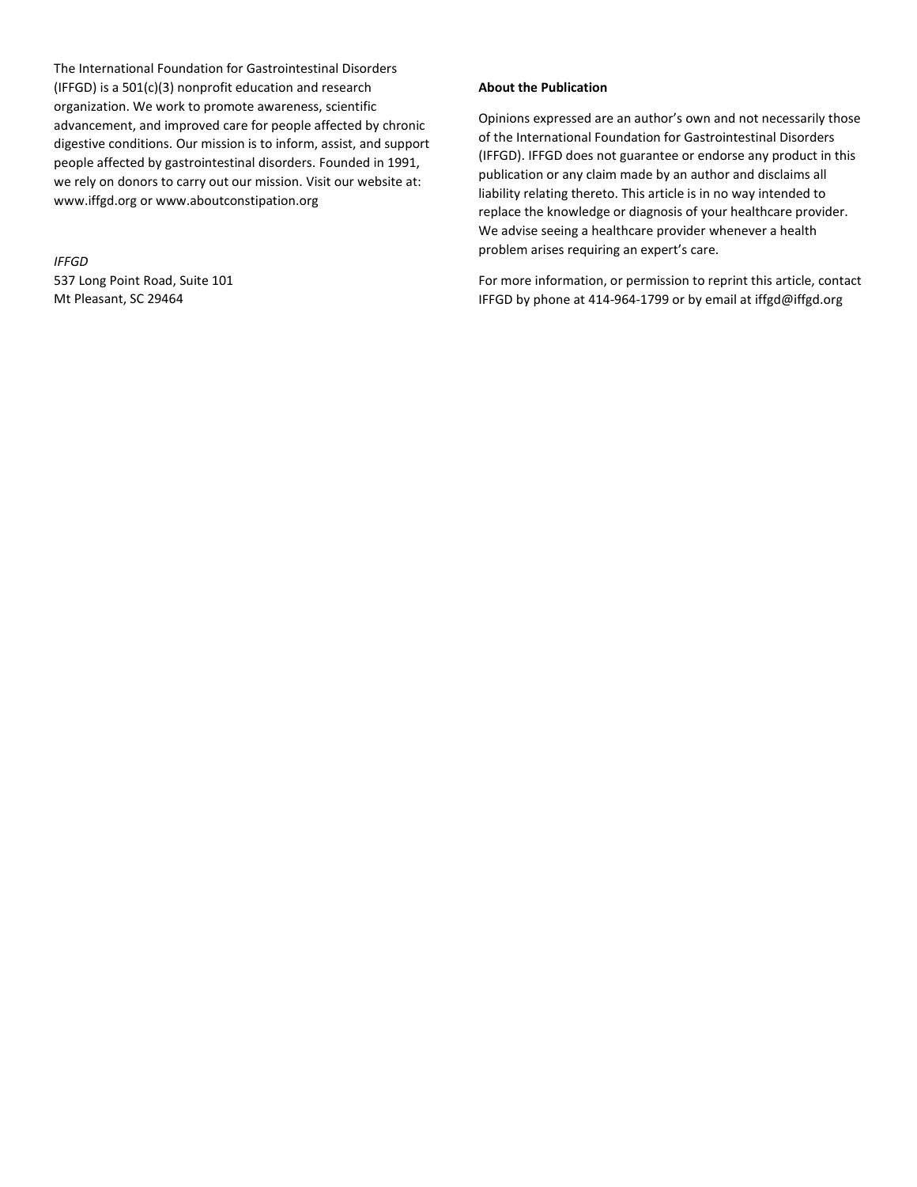The International Foundation for Gastrointestinal Disorders (IFFGD) is a 501(c)(3) nonprofit education and research organization. We work to promote awareness, scientific advancement, and improved care for people affected by chronic digestive conditions. Our mission is to inform, assist, and support people affected by gastrointestinal disorders. Founded in 1991, we rely on donors to carry out our mission. Visit our website at: www.iffgd.org or www.aboutconstipation.org

*IFFGD*
537 Long Point Road, Suite 101
Mt Pleasant, SC 29464

**About the Publication**

Opinions expressed are an author's own and not necessarily those of the International Foundation for Gastrointestinal Disorders (IFFGD). IFFGD does not guarantee or endorse any product in this publication or any claim made by an author and disclaims all liability relating thereto. This article is in no way intended to replace the knowledge or diagnosis of your healthcare provider. We advise seeing a healthcare provider whenever a health problem arises requiring an expert's care.

For more information, or permission to reprint this article, contact IFFGD by phone at 414-964-1799 or by email at iffgd@iffgd.org